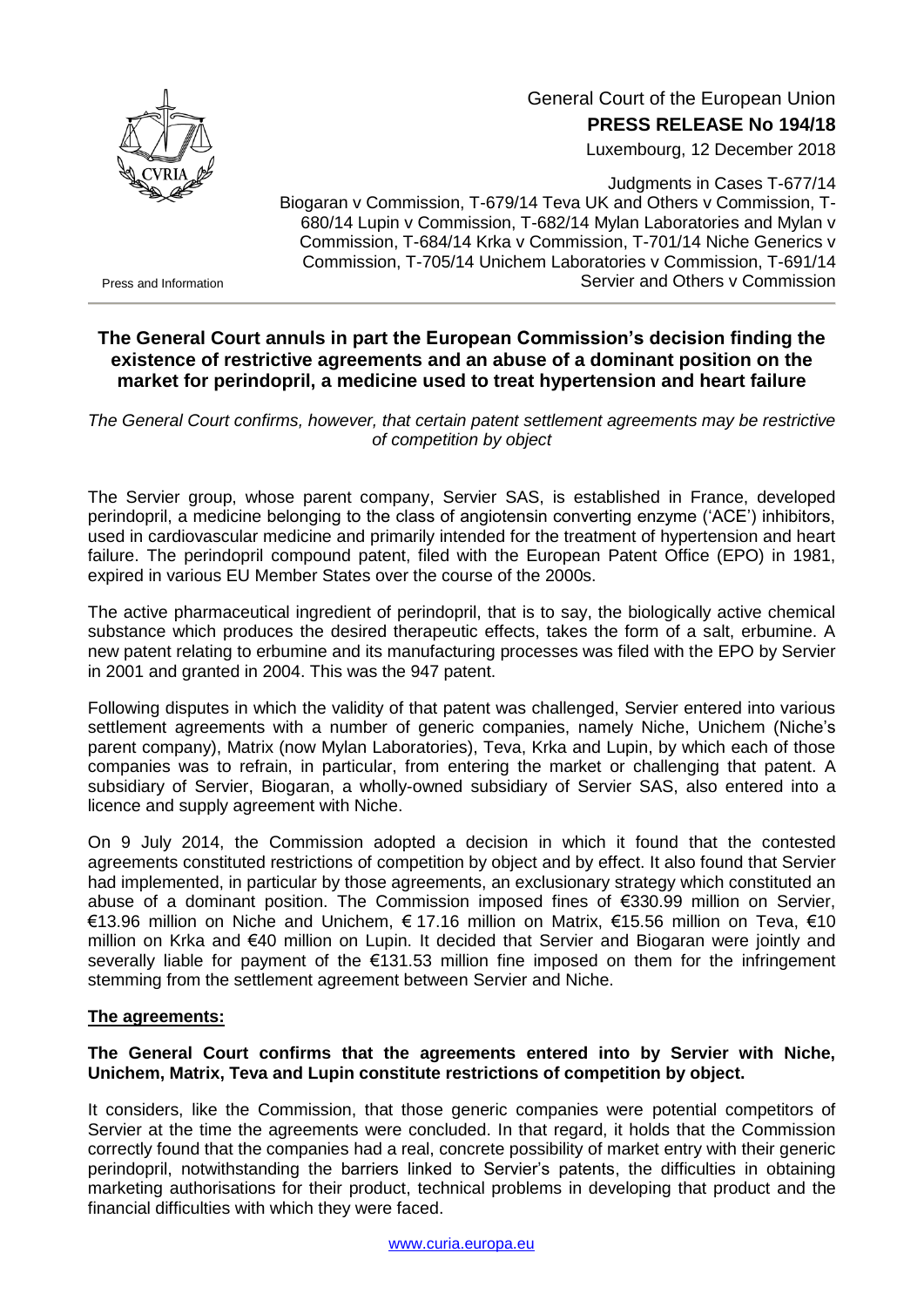General Court of the European Union

**PRESS RELEASE No 194/18**

Luxembourg, 12 December 2018

Press and Information

Judgments in Cases T-677/14 Biogaran v Commission, T-679/14 Teva UK and Others v Commission, T-680/14 Lupin v Commission, T-682/14 Mylan Laboratories and Mylan v Commission, T-684/14 Krka v Commission, T-701/14 Niche Generics v Commission, T-705/14 Unichem Laboratories v Commission, T-691/14 Servier and Others v Commission

## The General Court annuls in part the European Commission's decision finding the existence of restrictive agreements and an abuse of a dominant position on the market for perindopril, a medicine used to treat hypertension and heart failure

*The General Court confirms, however, that certain patent settlement agreements may be restrictive of competition by object*

The Servier group, whose parent company, Servier SAS, is established in France, developed perindopril, a medicine belonging to the class of angiotensin converting enzyme ('ACE') inhibitors, used in cardiovascular medicine and primarily intended for the treatment of hypertension and heart failure. The perindopril compound patent, filed with the European Patent Office (EPO) in 1981, expired in various EU Member States over the course of the 2000s.

The active pharmaceutical ingredient of perindopril, that is to say, the biologically active chemical substance which produces the desired therapeutic effects, takes the form of a salt, erbumine. A new patent relating to erbumine and its manufacturing processes was filed with the EPO by Servier in 2001 and granted in 2004. This was the 947 patent.

Following disputes in which the validity of that patent was challenged, Servier entered into various settlement agreements with a number of generic companies, namely Niche, Unichem (Niche's parent company), Matrix (now Mylan Laboratories), Teva, Krka and Lupin, by which each of those companies was to refrain, in particular, from entering the market or challenging that patent. A subsidiary of Servier, Biogaran, a wholly-owned subsidiary of Servier SAS, also entered into a licence and supply agreement with Niche.

On 9 July 2014, the Commission adopted a decision in which it found that the contested agreements constituted restrictions of competition by object and by effect. It also found that Servier had implemented, in particular by those agreements, an exclusionary strategy which constituted an abuse of a dominant position. The Commission imposed fines of €330.99 million on Servier, €13.96 million on Niche and Unichem, € 17.16 million on Matrix, €15.56 million on Teva, €10 million on Krka and €40 million on Lupin. It decided that Servier and Biogaran were jointly and severally liable for payment of the €131.53 million fine imposed on them for the infringement stemming from the settlement agreement between Servier and Niche.

### The agreements:

**The General Court confirms that the agreements entered into by Servier with Niche, Unichem, Matrix, Teva and Lupin constitute restrictions of competition by object.**

It considers, like the Commission, that those generic companies were potential competitors of Servier at the time the agreements were concluded. In that regard, it holds that the Commission correctly found that the companies had a real, concrete possibility of market entry with their generic perindopril, notwithstanding the barriers linked to Servier's patents, the difficulties in obtaining marketing authorisations for their product, technical problems in developing that product and the financial difficulties with which they were faced.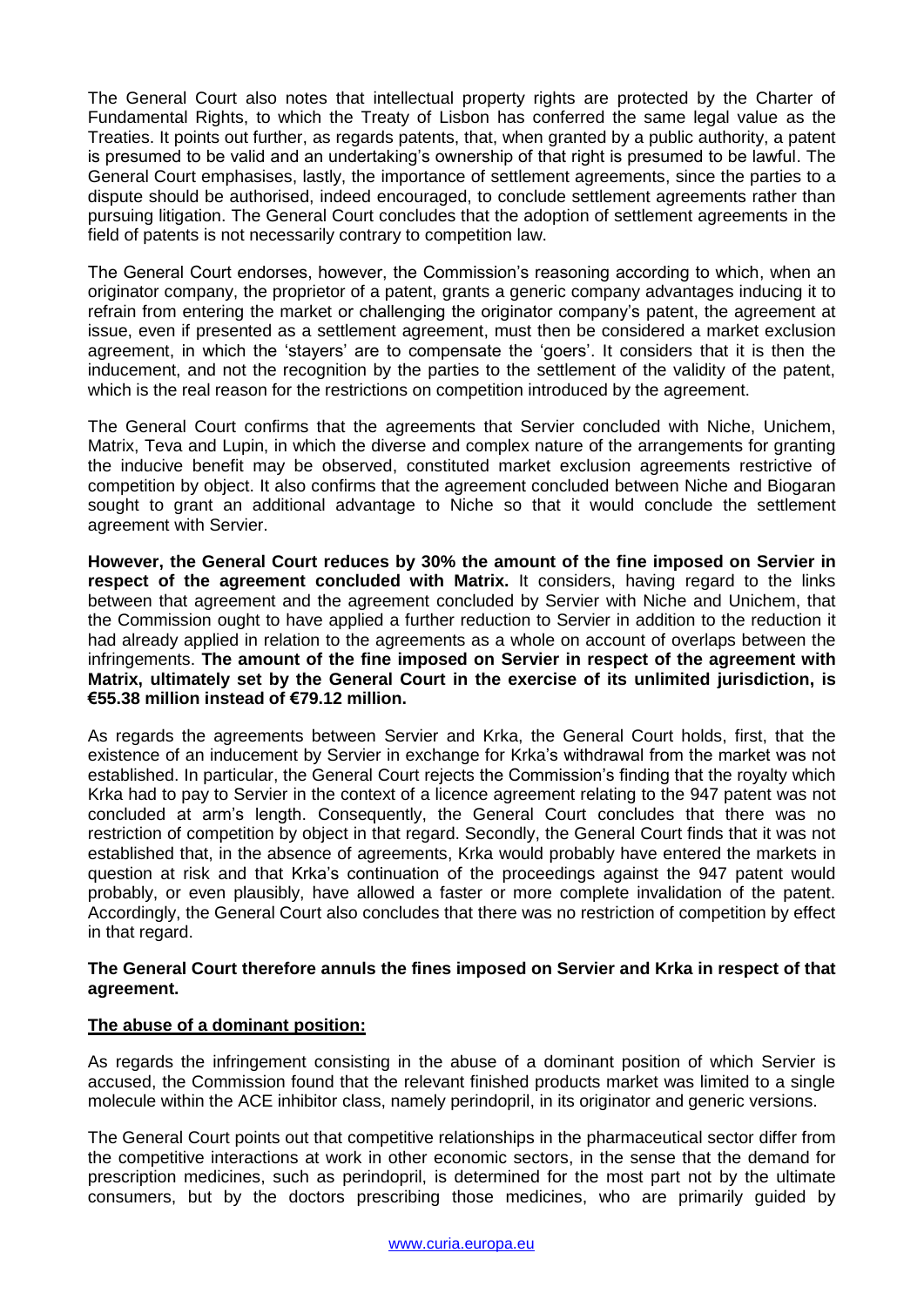The General Court also notes that intellectual property rights are protected by the Charter of Fundamental Rights, to which the Treaty of Lisbon has conferred the same legal value as the Treaties. It points out further, as regards patents, that, when granted by a public authority, a patent is presumed to be valid and an undertaking's ownership of that right is presumed to be lawful. The General Court emphasises, lastly, the importance of settlement agreements, since the parties to a dispute should be authorised, indeed encouraged, to conclude settlement agreements rather than pursuing litigation. The General Court concludes that the adoption of settlement agreements in the field of patents is not necessarily contrary to competition law.

The General Court endorses, however, the Commission's reasoning according to which, when an originator company, the proprietor of a patent, grants a generic company advantages inducing it to refrain from entering the market or challenging the originator company's patent, the agreement at issue, even if presented as a settlement agreement, must then be considered a market exclusion agreement, in which the 'stayers' are to compensate the 'goers'. It considers that it is then the inducement, and not the recognition by the parties to the settlement of the validity of the patent, which is the real reason for the restrictions on competition introduced by the agreement.

The General Court confirms that the agreements that Servier concluded with Niche, Unichem, Matrix, Teva and Lupin, in which the diverse and complex nature of the arrangements for granting the inducive benefit may be observed, constituted market exclusion agreements restrictive of competition by object. It also confirms that the agreement concluded between Niche and Biogaran sought to grant an additional advantage to Niche so that it would conclude the settlement agreement with Servier.

**However, the General Court reduces by 30% the amount of the fine imposed on Servier in respect of the agreement concluded with Matrix.** It considers, having regard to the links between that agreement and the agreement concluded by Servier with Niche and Unichem, that the Commission ought to have applied a further reduction to Servier in addition to the reduction it had already applied in relation to the agreements as a whole on account of overlaps between the infringements. **The amount of the fine imposed on Servier in respect of the agreement with Matrix, ultimately set by the General Court in the exercise of its unlimited jurisdiction, is €55.38 million instead of €79.12 million.**

As regards the agreements between Servier and Krka, the General Court holds, first, that the existence of an inducement by Servier in exchange for Krka's withdrawal from the market was not established. In particular, the General Court rejects the Commission's finding that the royalty which Krka had to pay to Servier in the context of a licence agreement relating to the 947 patent was not concluded at arm's length. Consequently, the General Court concludes that there was no restriction of competition by object in that regard. Secondly, the General Court finds that it was not established that, in the absence of agreements, Krka would probably have entered the markets in question at risk and that Krka's continuation of the proceedings against the 947 patent would probably, or even plausibly, have allowed a faster or more complete invalidation of the patent. Accordingly, the General Court also concludes that there was no restriction of competition by effect in that regard.

**The General Court therefore annuls the fines imposed on Servier and Krka in respect of that agreement.**

**<u>The abuse of a dominant position:</u>**

As regards the infringement consisting in the abuse of a dominant position of which Servier is accused, the Commission found that the relevant finished products market was limited to a single molecule within the ACE inhibitor class, namely perindopril, in its originator and generic versions.

The General Court points out that competitive relationships in the pharmaceutical sector differ from the competitive interactions at work in other economic sectors, in the sense that the demand for prescription medicines, such as perindopril, is determined for the most part not by the ultimate consumers, but by the doctors prescribing those medicines, who are primarily guided by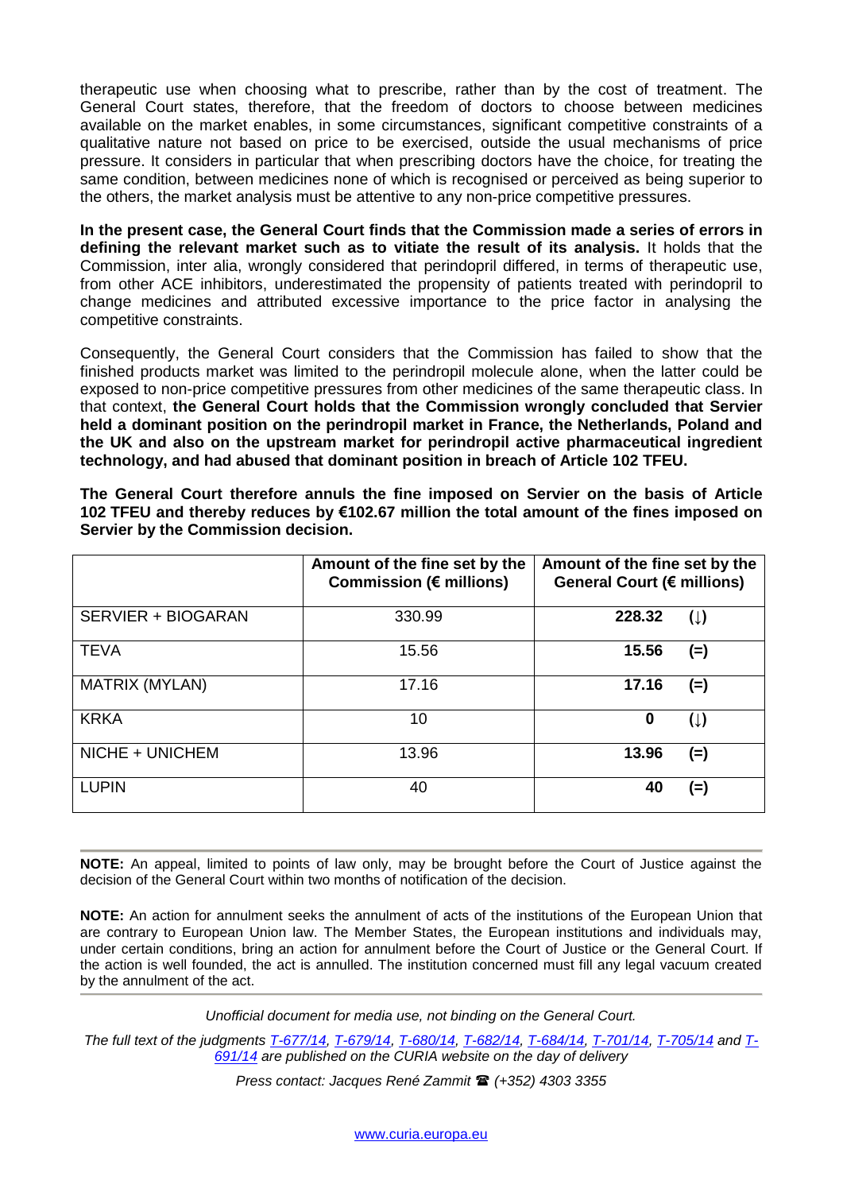therapeutic use when choosing what to prescribe, rather than by the cost of treatment. The General Court states, therefore, that the freedom of doctors to choose between medicines available on the market enables, in some circumstances, significant competitive constraints of a qualitative nature not based on price to be exercised, outside the usual mechanisms of price pressure. It considers in particular that when prescribing doctors have the choice, for treating the same condition, between medicines none of which is recognised or perceived as being superior to the others, the market analysis must be attentive to any non-price competitive pressures.

**In the present case, the General Court finds that the Commission made a series of errors in defining the relevant market such as to vitiate the result of its analysis.** It holds that the Commission, inter alia, wrongly considered that perindopril differed, in terms of therapeutic use, from other ACE inhibitors, underestimated the propensity of patients treated with perindopril to change medicines and attributed excessive importance to the price factor in analysing the competitive constraints.

Consequently, the General Court considers that the Commission has failed to show that the finished products market was limited to the perindropil molecule alone, when the latter could be exposed to non-price competitive pressures from other medicines of the same therapeutic class. In that context, **the General Court holds that the Commission wrongly concluded that Servier held a dominant position on the perindropil market in France, the Netherlands, Poland and the UK and also on the upstream market for perindropil active pharmaceutical ingredient technology, and had abused that dominant position in breach of Article 102 TFEU.**

**The General Court therefore annuls the fine imposed on Servier on the basis of Article 102 TFEU and thereby reduces by €102.67 million the total amount of the fines imposed on Servier by the Commission decision.**

| | Amount of the fine set by the Commission (€ millions) | Amount of the fine set by the General Court (€ millions) |
|---|---|---|
| SERVIER + BIOGARAN | 330.99 | **228.32** (↓) |
| TEVA | 15.56 | **15.56** (=) |
| MATRIX (MYLAN) | 17.16 | **17.16** (=) |
| KRKA | 10 | **0** (↓) |
| NICHE + UNICHEM | 13.96 | **13.96** (=) |
| LUPIN | 40 | **40** (=) |

**NOTE:** An appeal, limited to points of law only, may be brought before the Court of Justice against the decision of the General Court within two months of notification of the decision.

**NOTE:** An action for annulment seeks the annulment of acts of the institutions of the European Union that are contrary to European Union law. The Member States, the European institutions and individuals may, under certain conditions, bring an action for annulment before the Court of Justice or the General Court. If the action is well founded, the act is annulled. The institution concerned must fill any legal vacuum created by the annulment of the act.

*Unofficial document for media use, not binding on the General Court.*

*The full text of the judgments T-677/14, T-679/14, T-680/14, T-682/14, T-684/14, T-701/14, T-705/14 and T-691/14 are published on the CURIA website on the day of delivery*

*Press contact: Jacques René Zammit ☎ (+352) 4303 3355*

www.curia.europa.eu